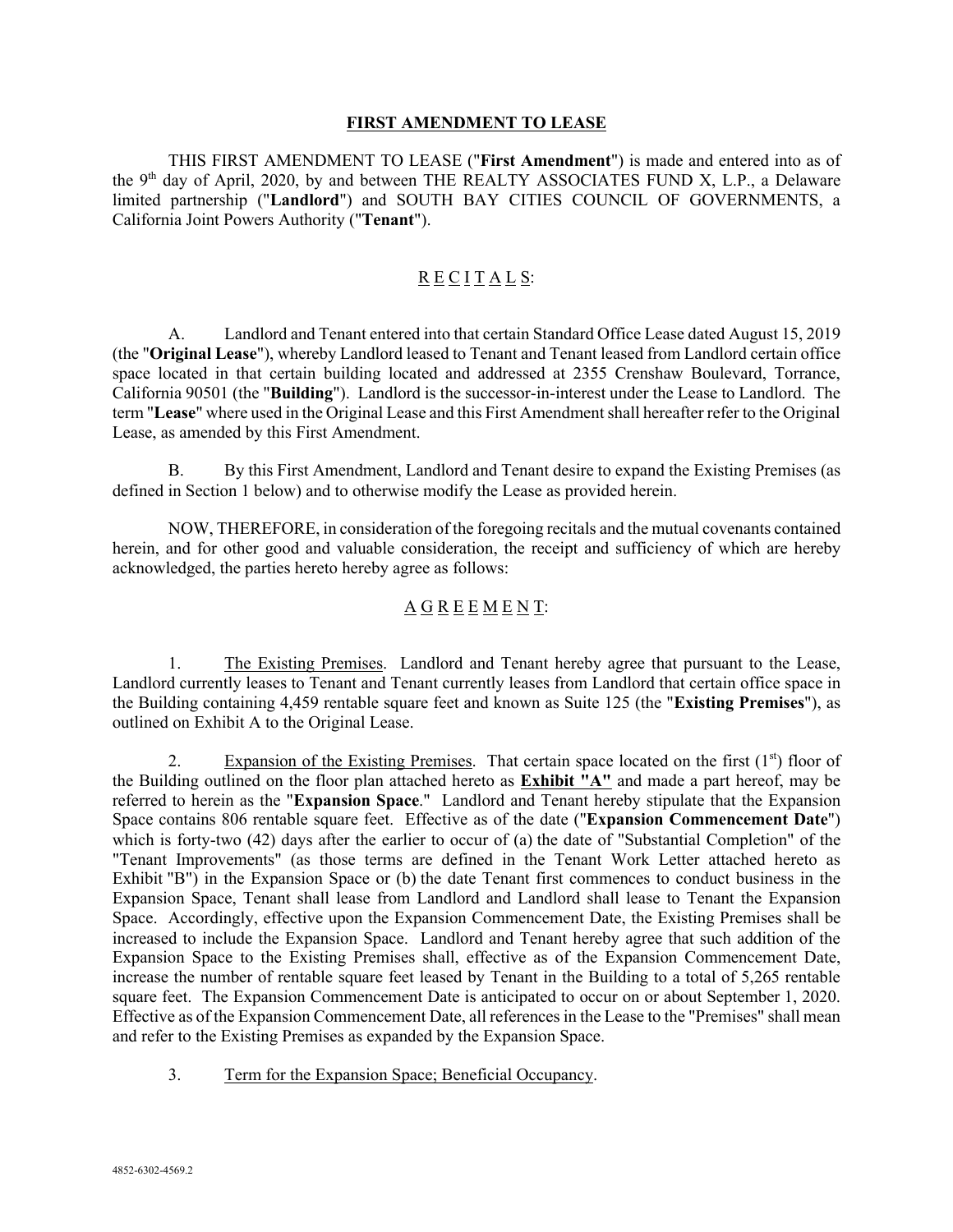# FIRST AMENDMENT TO LEASE

THIS FIRST AMENDMENT TO LEASE ("**First Amendment**") is made and entered into as of the 9th day of April, 2020, by and between THE REALTY ASSOCIATES FUND X, L.P., a Delaware limited partnership ("**Landlord**") and SOUTH BAY CITIES COUNCIL OF GOVERNMENTS, a California Joint Powers Authority ("**Tenant**").

## R E C I T A L S:

A. Landlord and Tenant entered into that certain Standard Office Lease dated August 15, 2019 (the "**Original Lease**"), whereby Landlord leased to Tenant and Tenant leased from Landlord certain office space located in that certain building located and addressed at 2355 Crenshaw Boulevard, Torrance, California 90501 (the "**Building**"). Landlord is the successor-in-interest under the Lease to Landlord. The term "**Lease**" where used in the Original Lease and this First Amendment shall hereafter refer to the Original Lease, as amended by this First Amendment.

B. By this First Amendment, Landlord and Tenant desire to expand the Existing Premises (as defined in Section 1 below) and to otherwise modify the Lease as provided herein.

NOW, THEREFORE, in consideration of the foregoing recitals and the mutual covenants contained herein, and for other good and valuable consideration, the receipt and sufficiency of which are hereby acknowledged, the parties hereto hereby agree as follows:

## A G R E E M E N T:

1. The Existing Premises. Landlord and Tenant hereby agree that pursuant to the Lease, Landlord currently leases to Tenant and Tenant currently leases from Landlord that certain office space in the Building containing 4,459 rentable square feet and known as Suite 125 (the "**Existing Premises**"), as outlined on Exhibit A to the Original Lease.

2. Expansion of the Existing Premises. That certain space located on the first (1st) floor of the Building outlined on the floor plan attached hereto as **Exhibit "A"** and made a part hereof, may be referred to herein as the "**Expansion Space**." Landlord and Tenant hereby stipulate that the Expansion Space contains 806 rentable square feet. Effective as of the date ("**Expansion Commencement Date**") which is forty-two (42) days after the earlier to occur of (a) the date of "Substantial Completion" of the "Tenant Improvements" (as those terms are defined in the Tenant Work Letter attached hereto as Exhibit "B") in the Expansion Space or (b) the date Tenant first commences to conduct business in the Expansion Space, Tenant shall lease from Landlord and Landlord shall lease to Tenant the Expansion Space. Accordingly, effective upon the Expansion Commencement Date, the Existing Premises shall be increased to include the Expansion Space. Landlord and Tenant hereby agree that such addition of the Expansion Space to the Existing Premises shall, effective as of the Expansion Commencement Date, increase the number of rentable square feet leased by Tenant in the Building to a total of 5,265 rentable square feet. The Expansion Commencement Date is anticipated to occur on or about September 1, 2020. Effective as of the Expansion Commencement Date, all references in the Lease to the "Premises" shall mean and refer to the Existing Premises as expanded by the Expansion Space.

3. Term for the Expansion Space; Beneficial Occupancy.

4852-6302-4569.2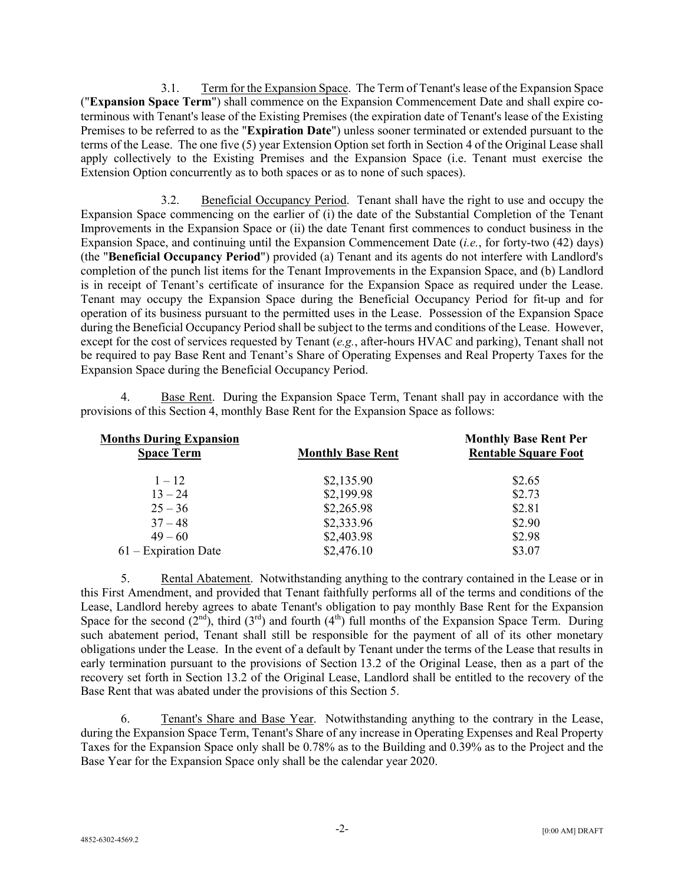3.1. Term for the Expansion Space. The Term of Tenant's lease of the Expansion Space ("**Expansion Space Term**") shall commence on the Expansion Commencement Date and shall expire co-terminous with Tenant's lease of the Existing Premises (the expiration date of Tenant's lease of the Existing Premises to be referred to as the "**Expiration Date**") unless sooner terminated or extended pursuant to the terms of the Lease. The one five (5) year Extension Option set forth in Section 4 of the Original Lease shall apply collectively to the Existing Premises and the Expansion Space (i.e. Tenant must exercise the Extension Option concurrently as to both spaces or as to none of such spaces).

3.2. Beneficial Occupancy Period. Tenant shall have the right to use and occupy the Expansion Space commencing on the earlier of (i) the date of the Substantial Completion of the Tenant Improvements in the Expansion Space or (ii) the date Tenant first commences to conduct business in the Expansion Space, and continuing until the Expansion Commencement Date (*i.e.*, for forty-two (42) days) (the "**Beneficial Occupancy Period**") provided (a) Tenant and its agents do not interfere with Landlord's completion of the punch list items for the Tenant Improvements in the Expansion Space, and (b) Landlord is in receipt of Tenant's certificate of insurance for the Expansion Space as required under the Lease. Tenant may occupy the Expansion Space during the Beneficial Occupancy Period for fit-up and for operation of its business pursuant to the permitted uses in the Lease. Possession of the Expansion Space during the Beneficial Occupancy Period shall be subject to the terms and conditions of the Lease. However, except for the cost of services requested by Tenant (*e.g.*, after-hours HVAC and parking), Tenant shall not be required to pay Base Rent and Tenant's Share of Operating Expenses and Real Property Taxes for the Expansion Space during the Beneficial Occupancy Period.

4. Base Rent. During the Expansion Space Term, Tenant shall pay in accordance with the provisions of this Section 4, monthly Base Rent for the Expansion Space as follows:

| **Months During Expansion Space Term** | **Monthly Base Rent** | **Monthly Base Rent Per Rentable Square Foot** |
|---|---|---|
| 1 – 12 | $2,135.90 | $2.65 |
| 13 – 24 | $2,199.98 | $2.73 |
| 25 – 36 | $2,265.98 | $2.81 |
| 37 – 48 | $2,333.96 | $2.90 |
| 49 – 60 | $2,403.98 | $2.98 |
| 61 – Expiration Date | $2,476.10 | $3.07 |

5. Rental Abatement. Notwithstanding anything to the contrary contained in the Lease or in this First Amendment, and provided that Tenant faithfully performs all of the terms and conditions of the Lease, Landlord hereby agrees to abate Tenant's obligation to pay monthly Base Rent for the Expansion Space for the second (2nd), third (3rd) and fourth (4th) full months of the Expansion Space Term. During such abatement period, Tenant shall still be responsible for the payment of all of its other monetary obligations under the Lease. In the event of a default by Tenant under the terms of the Lease that results in early termination pursuant to the provisions of Section 13.2 of the Original Lease, then as a part of the recovery set forth in Section 13.2 of the Original Lease, Landlord shall be entitled to the recovery of the Base Rent that was abated under the provisions of this Section 5.

6. Tenant's Share and Base Year. Notwithstanding anything to the contrary in the Lease, during the Expansion Space Term, Tenant's Share of any increase in Operating Expenses and Real Property Taxes for the Expansion Space only shall be 0.78% as to the Building and 0.39% as to the Project and the Base Year for the Expansion Space only shall be the calendar year 2020.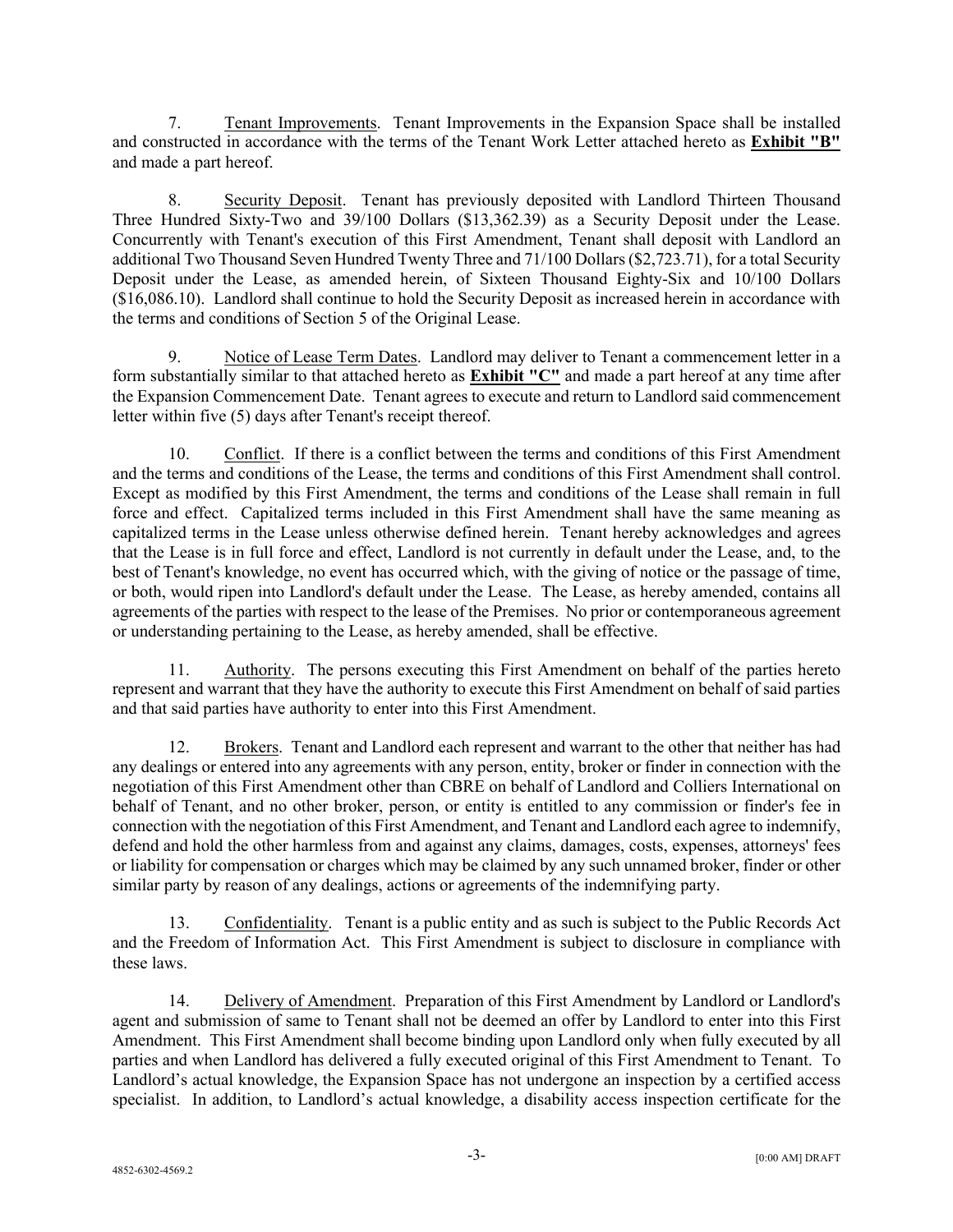7. Tenant Improvements. Tenant Improvements in the Expansion Space shall be installed and constructed in accordance with the terms of the Tenant Work Letter attached hereto as **Exhibit "B"** and made a part hereof.

8. Security Deposit. Tenant has previously deposited with Landlord Thirteen Thousand Three Hundred Sixty-Two and 39/100 Dollars ($13,362.39) as a Security Deposit under the Lease. Concurrently with Tenant's execution of this First Amendment, Tenant shall deposit with Landlord an additional Two Thousand Seven Hundred Twenty Three and 71/100 Dollars ($2,723.71), for a total Security Deposit under the Lease, as amended herein, of Sixteen Thousand Eighty-Six and 10/100 Dollars ($16,086.10). Landlord shall continue to hold the Security Deposit as increased herein in accordance with the terms and conditions of Section 5 of the Original Lease.

9. Notice of Lease Term Dates. Landlord may deliver to Tenant a commencement letter in a form substantially similar to that attached hereto as **Exhibit "C"** and made a part hereof at any time after the Expansion Commencement Date. Tenant agrees to execute and return to Landlord said commencement letter within five (5) days after Tenant's receipt thereof.

10. Conflict. If there is a conflict between the terms and conditions of this First Amendment and the terms and conditions of the Lease, the terms and conditions of this First Amendment shall control. Except as modified by this First Amendment, the terms and conditions of the Lease shall remain in full force and effect. Capitalized terms included in this First Amendment shall have the same meaning as capitalized terms in the Lease unless otherwise defined herein. Tenant hereby acknowledges and agrees that the Lease is in full force and effect, Landlord is not currently in default under the Lease, and, to the best of Tenant's knowledge, no event has occurred which, with the giving of notice or the passage of time, or both, would ripen into Landlord's default under the Lease. The Lease, as hereby amended, contains all agreements of the parties with respect to the lease of the Premises. No prior or contemporaneous agreement or understanding pertaining to the Lease, as hereby amended, shall be effective.

11. Authority. The persons executing this First Amendment on behalf of the parties hereto represent and warrant that they have the authority to execute this First Amendment on behalf of said parties and that said parties have authority to enter into this First Amendment.

12. Brokers. Tenant and Landlord each represent and warrant to the other that neither has had any dealings or entered into any agreements with any person, entity, broker or finder in connection with the negotiation of this First Amendment other than CBRE on behalf of Landlord and Colliers International on behalf of Tenant, and no other broker, person, or entity is entitled to any commission or finder's fee in connection with the negotiation of this First Amendment, and Tenant and Landlord each agree to indemnify, defend and hold the other harmless from and against any claims, damages, costs, expenses, attorneys' fees or liability for compensation or charges which may be claimed by any such unnamed broker, finder or other similar party by reason of any dealings, actions or agreements of the indemnifying party.

13. Confidentiality. Tenant is a public entity and as such is subject to the Public Records Act and the Freedom of Information Act. This First Amendment is subject to disclosure in compliance with these laws.

14. Delivery of Amendment. Preparation of this First Amendment by Landlord or Landlord's agent and submission of same to Tenant shall not be deemed an offer by Landlord to enter into this First Amendment. This First Amendment shall become binding upon Landlord only when fully executed by all parties and when Landlord has delivered a fully executed original of this First Amendment to Tenant. To Landlord's actual knowledge, the Expansion Space has not undergone an inspection by a certified access specialist. In addition, to Landlord's actual knowledge, a disability access inspection certificate for the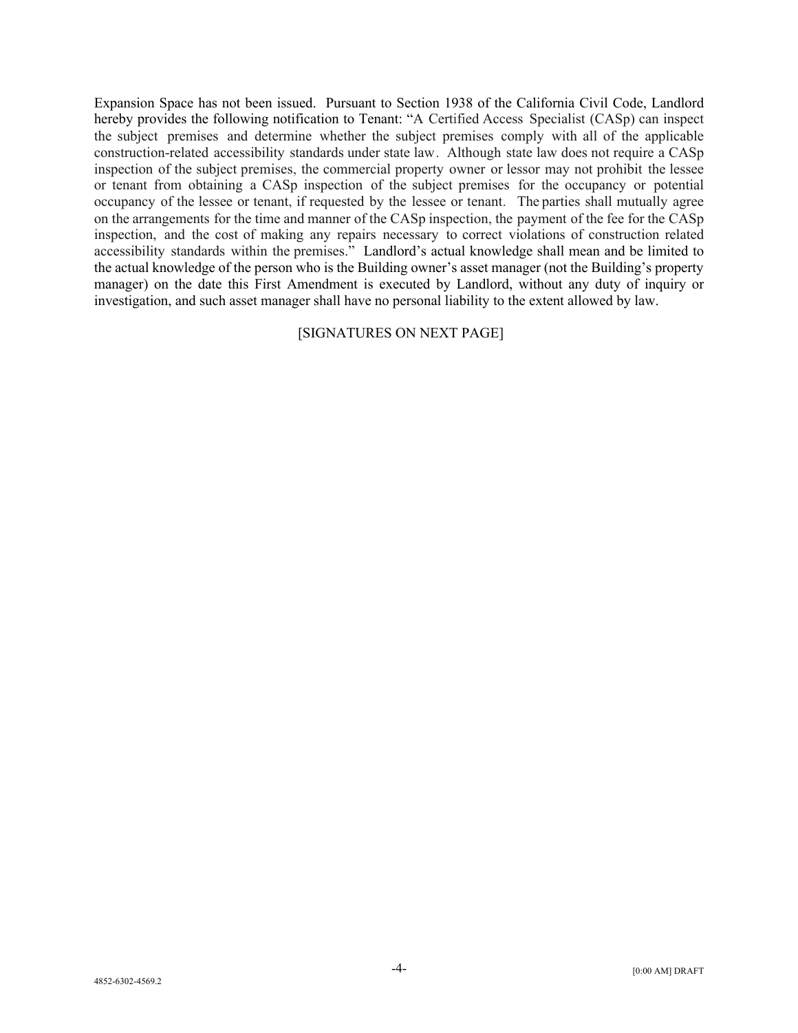Expansion Space has not been issued. Pursuant to Section 1938 of the California Civil Code, Landlord hereby provides the following notification to Tenant: "A Certified Access Specialist (CASp) can inspect the subject premises and determine whether the subject premises comply with all of the applicable construction-related accessibility standards under state law. Although state law does not require a CASp inspection of the subject premises, the commercial property owner or lessor may not prohibit the lessee or tenant from obtaining a CASp inspection of the subject premises for the occupancy or potential occupancy of the lessee or tenant, if requested by the lessee or tenant. The parties shall mutually agree on the arrangements for the time and manner of the CASp inspection, the payment of the fee for the CASp inspection, and the cost of making any repairs necessary to correct violations of construction related accessibility standards within the premises." Landlord's actual knowledge shall mean and be limited to the actual knowledge of the person who is the Building owner's asset manager (not the Building's property manager) on the date this First Amendment is executed by Landlord, without any duty of inquiry or investigation, and such asset manager shall have no personal liability to the extent allowed by law.

[SIGNATURES ON NEXT PAGE]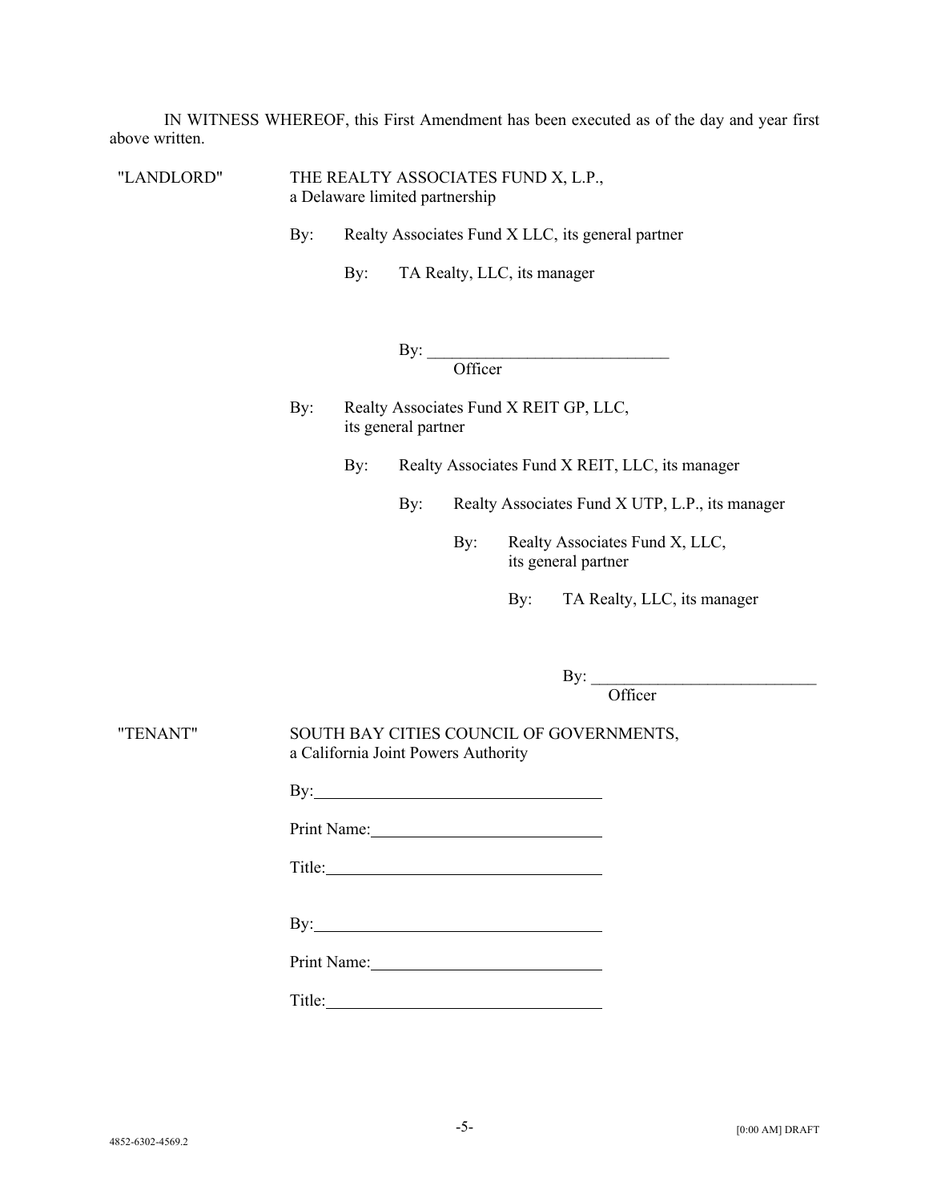IN WITNESS WHEREOF, this First Amendment has been executed as of the day and year first above written.

"LANDLORD"

THE REALTY ASSOCIATES FUND X, L.P.,
a Delaware limited partnership

By: Realty Associates Fund X LLC, its general partner

By: TA Realty, LLC, its manager

By: ______________________________
Officer

By: Realty Associates Fund X REIT GP, LLC,
its general partner

By: Realty Associates Fund X REIT, LLC, its manager

By: Realty Associates Fund X UTP, L.P., its manager

By: Realty Associates Fund X, LLC,
its general partner

By: TA Realty, LLC, its manager

By: ____________________________
Officer

"TENANT"

SOUTH BAY CITIES COUNCIL OF GOVERNMENTS,
a California Joint Powers Authority

By: ___________________________________

Print Name: ____________________________

Title: _________________________________

By: ___________________________________

Print Name: ____________________________

Title: _________________________________

4852-6302-4569.2

[0:00 AM] DRAFT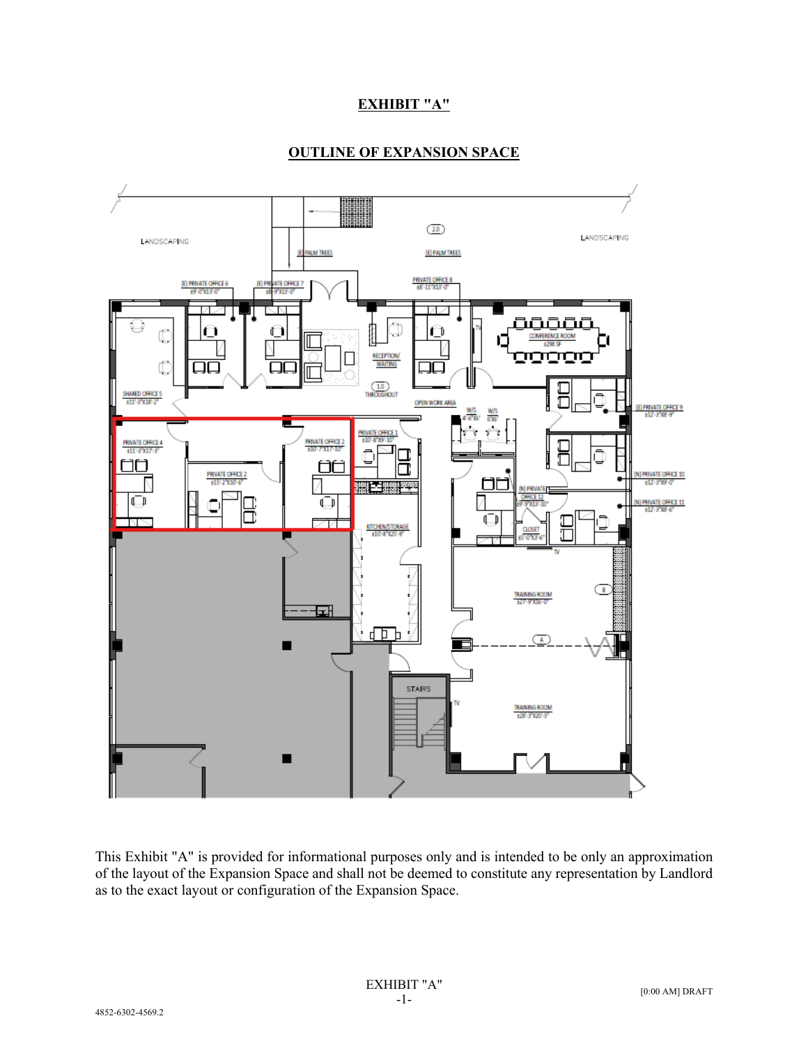# EXHIBIT "A"

## OUTLINE OF EXPANSION SPACE

This Exhibit "A" is provided for informational purposes only and is intended to be only an approximation of the layout of the Expansion Space and shall not be deemed to constitute any representation by Landlord as to the exact layout or configuration of the Expansion Space.

EXHIBIT "A"

[0:00 AM] DRAFT

4852-6302-4569.2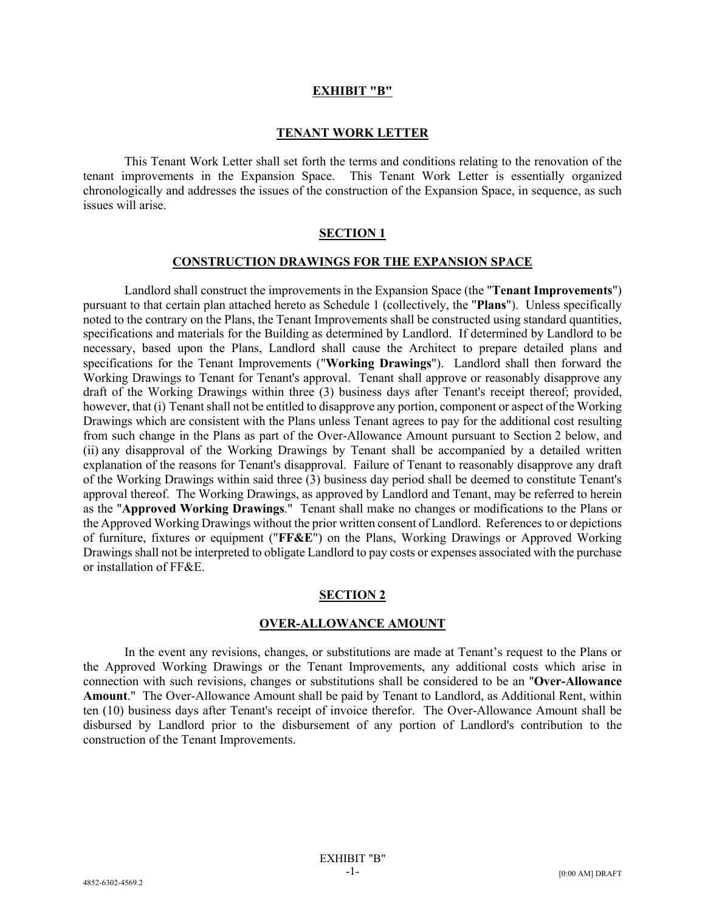# EXHIBIT "B"

## TENANT WORK LETTER

This Tenant Work Letter shall set forth the terms and conditions relating to the renovation of the tenant improvements in the Expansion Space. This Tenant Work Letter is essentially organized chronologically and addresses the issues of the construction of the Expansion Space, in sequence, as such issues will arise.

## SECTION 1

## CONSTRUCTION DRAWINGS FOR THE EXPANSION SPACE

Landlord shall construct the improvements in the Expansion Space (the "**Tenant Improvements**") pursuant to that certain plan attached hereto as Schedule 1 (collectively, the "**Plans**"). Unless specifically noted to the contrary on the Plans, the Tenant Improvements shall be constructed using standard quantities, specifications and materials for the Building as determined by Landlord. If determined by Landlord to be necessary, based upon the Plans, Landlord shall cause the Architect to prepare detailed plans and specifications for the Tenant Improvements ("**Working Drawings**"). Landlord shall then forward the Working Drawings to Tenant for Tenant's approval. Tenant shall approve or reasonably disapprove any draft of the Working Drawings within three (3) business days after Tenant's receipt thereof; provided, however, that (i) Tenant shall not be entitled to disapprove any portion, component or aspect of the Working Drawings which are consistent with the Plans unless Tenant agrees to pay for the additional cost resulting from such change in the Plans as part of the Over-Allowance Amount pursuant to Section 2 below, and (ii) any disapproval of the Working Drawings by Tenant shall be accompanied by a detailed written explanation of the reasons for Tenant's disapproval. Failure of Tenant to reasonably disapprove any draft of the Working Drawings within said three (3) business day period shall be deemed to constitute Tenant's approval thereof. The Working Drawings, as approved by Landlord and Tenant, may be referred to herein as the "**Approved Working Drawings**." Tenant shall make no changes or modifications to the Plans or the Approved Working Drawings without the prior written consent of Landlord. References to or depictions of furniture, fixtures or equipment ("**FF&E**") on the Plans, Working Drawings or Approved Working Drawings shall not be interpreted to obligate Landlord to pay costs or expenses associated with the purchase or installation of FF&E.

## SECTION 2

## OVER-ALLOWANCE AMOUNT

In the event any revisions, changes, or substitutions are made at Tenant's request to the Plans or the Approved Working Drawings or the Tenant Improvements, any additional costs which arise in connection with such revisions, changes or substitutions shall be considered to be an "**Over-Allowance Amount**." The Over-Allowance Amount shall be paid by Tenant to Landlord, as Additional Rent, within ten (10) business days after Tenant's receipt of invoice therefor. The Over-Allowance Amount shall be disbursed by Landlord prior to the disbursement of any portion of Landlord's contribution to the construction of the Tenant Improvements.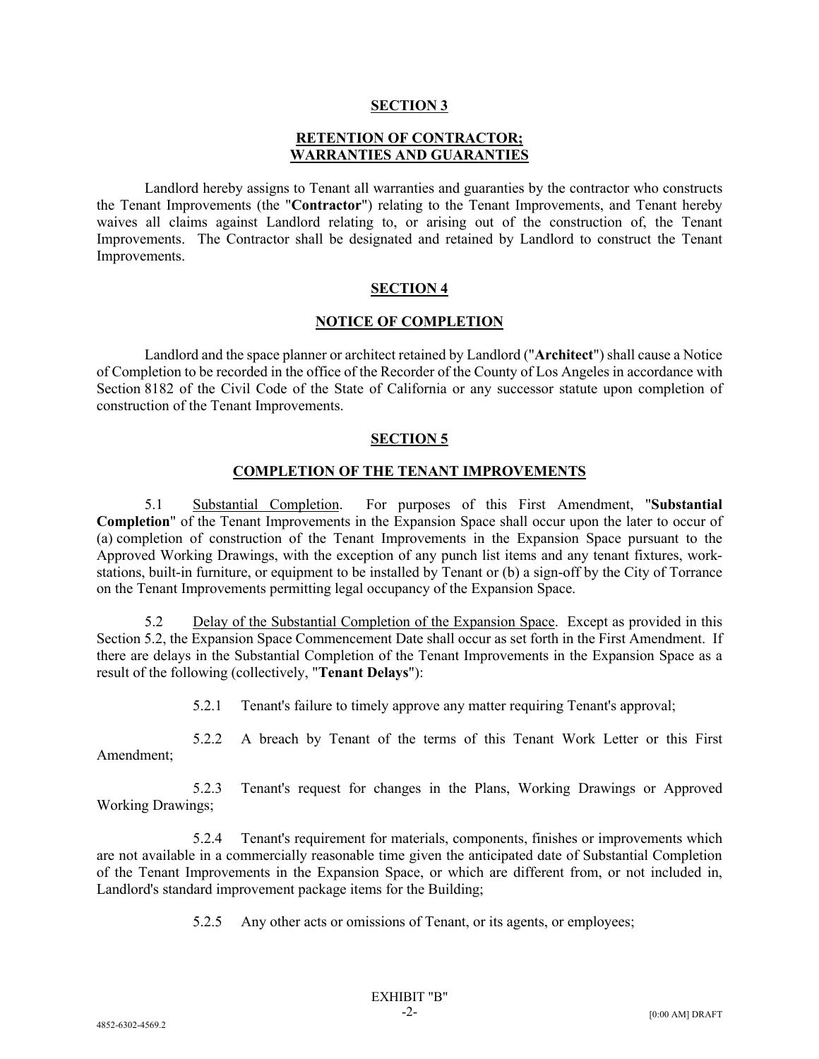## SECTION 3

## RETENTION OF CONTRACTOR; WARRANTIES AND GUARANTIES

Landlord hereby assigns to Tenant all warranties and guaranties by the contractor who constructs the Tenant Improvements (the "**Contractor**") relating to the Tenant Improvements, and Tenant hereby waives all claims against Landlord relating to, or arising out of the construction of, the Tenant Improvements. The Contractor shall be designated and retained by Landlord to construct the Tenant Improvements.

## SECTION 4

## NOTICE OF COMPLETION

Landlord and the space planner or architect retained by Landlord ("**Architect**") shall cause a Notice of Completion to be recorded in the office of the Recorder of the County of Los Angeles in accordance with Section 8182 of the Civil Code of the State of California or any successor statute upon completion of construction of the Tenant Improvements.

## SECTION 5

## COMPLETION OF THE TENANT IMPROVEMENTS

5.1 Substantial Completion. For purposes of this First Amendment, "**Substantial Completion**" of the Tenant Improvements in the Expansion Space shall occur upon the later to occur of (a) completion of construction of the Tenant Improvements in the Expansion Space pursuant to the Approved Working Drawings, with the exception of any punch list items and any tenant fixtures, work-stations, built-in furniture, or equipment to be installed by Tenant or (b) a sign-off by the City of Torrance on the Tenant Improvements permitting legal occupancy of the Expansion Space.

5.2 Delay of the Substantial Completion of the Expansion Space. Except as provided in this Section 5.2, the Expansion Space Commencement Date shall occur as set forth in the First Amendment. If there are delays in the Substantial Completion of the Tenant Improvements in the Expansion Space as a result of the following (collectively, "**Tenant Delays**"):

5.2.1 Tenant's failure to timely approve any matter requiring Tenant's approval;

5.2.2 A breach by Tenant of the terms of this Tenant Work Letter or this First Amendment;

5.2.3 Tenant's request for changes in the Plans, Working Drawings or Approved Working Drawings;

5.2.4 Tenant's requirement for materials, components, finishes or improvements which are not available in a commercially reasonable time given the anticipated date of Substantial Completion of the Tenant Improvements in the Expansion Space, or which are different from, or not included in, Landlord's standard improvement package items for the Building;

5.2.5 Any other acts or omissions of Tenant, or its agents, or employees;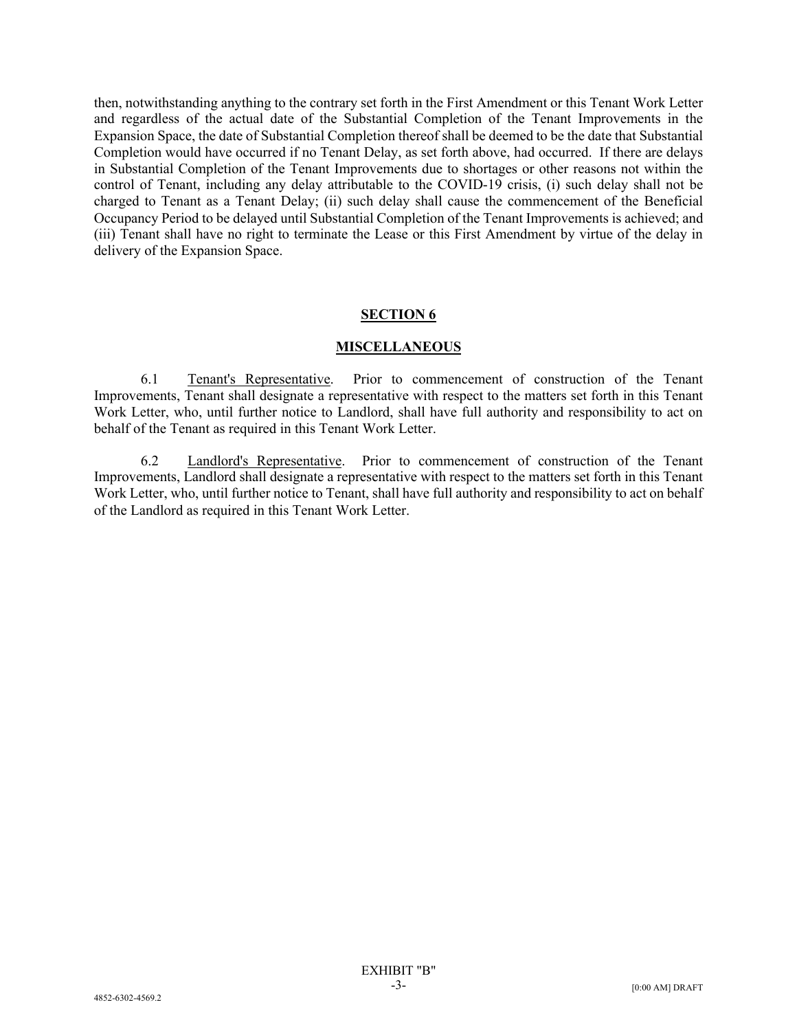then, notwithstanding anything to the contrary set forth in the First Amendment or this Tenant Work Letter and regardless of the actual date of the Substantial Completion of the Tenant Improvements in the Expansion Space, the date of Substantial Completion thereof shall be deemed to be the date that Substantial Completion would have occurred if no Tenant Delay, as set forth above, had occurred. If there are delays in Substantial Completion of the Tenant Improvements due to shortages or other reasons not within the control of Tenant, including any delay attributable to the COVID-19 crisis, (i) such delay shall not be charged to Tenant as a Tenant Delay; (ii) such delay shall cause the commencement of the Beneficial Occupancy Period to be delayed until Substantial Completion of the Tenant Improvements is achieved; and (iii) Tenant shall have no right to terminate the Lease or this First Amendment by virtue of the delay in delivery of the Expansion Space.

## SECTION 6

## MISCELLANEOUS

6.1 Tenant's Representative. Prior to commencement of construction of the Tenant Improvements, Tenant shall designate a representative with respect to the matters set forth in this Tenant Work Letter, who, until further notice to Landlord, shall have full authority and responsibility to act on behalf of the Tenant as required in this Tenant Work Letter.

6.2 Landlord's Representative. Prior to commencement of construction of the Tenant Improvements, Landlord shall designate a representative with respect to the matters set forth in this Tenant Work Letter, who, until further notice to Tenant, shall have full authority and responsibility to act on behalf of the Landlord as required in this Tenant Work Letter.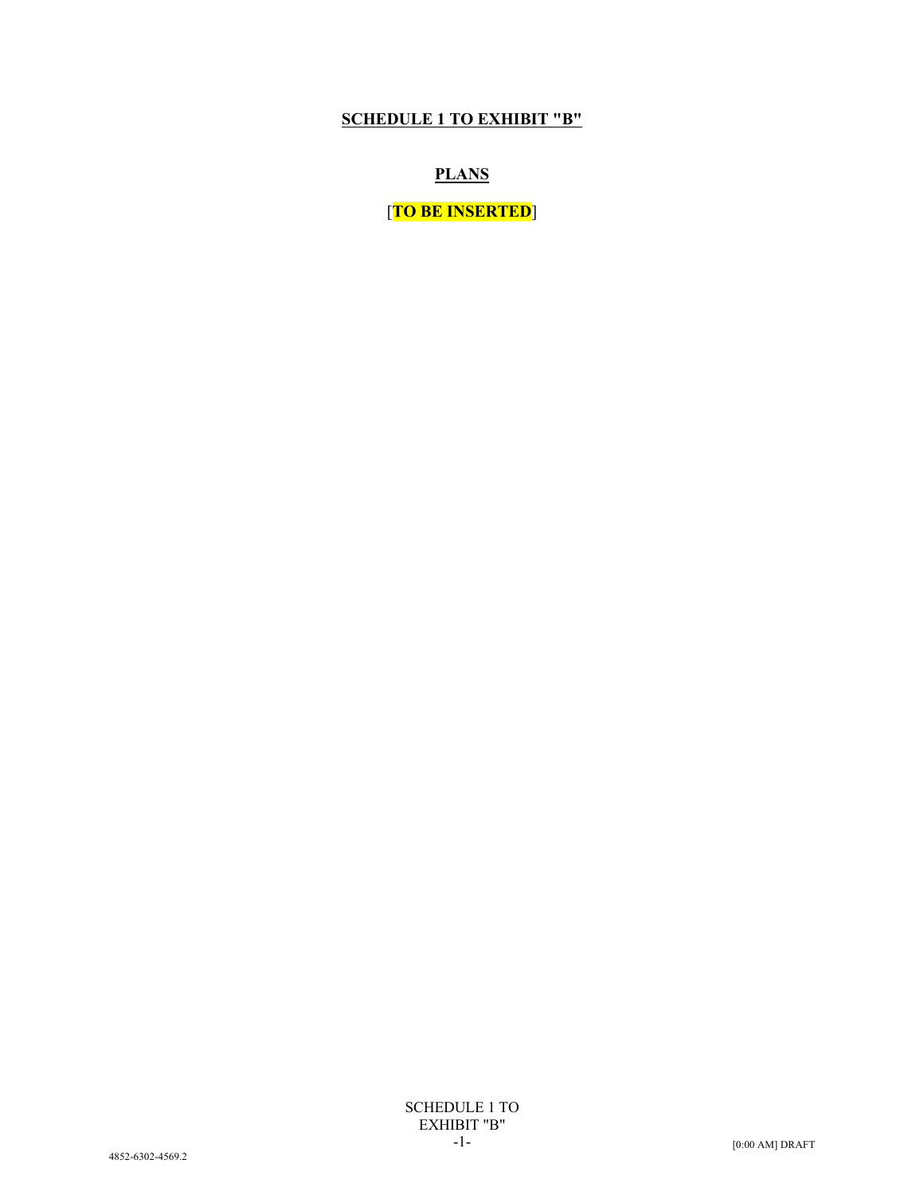**SCHEDULE 1 TO EXHIBIT "B"**

**PLANS**

[**TO BE INSERTED**]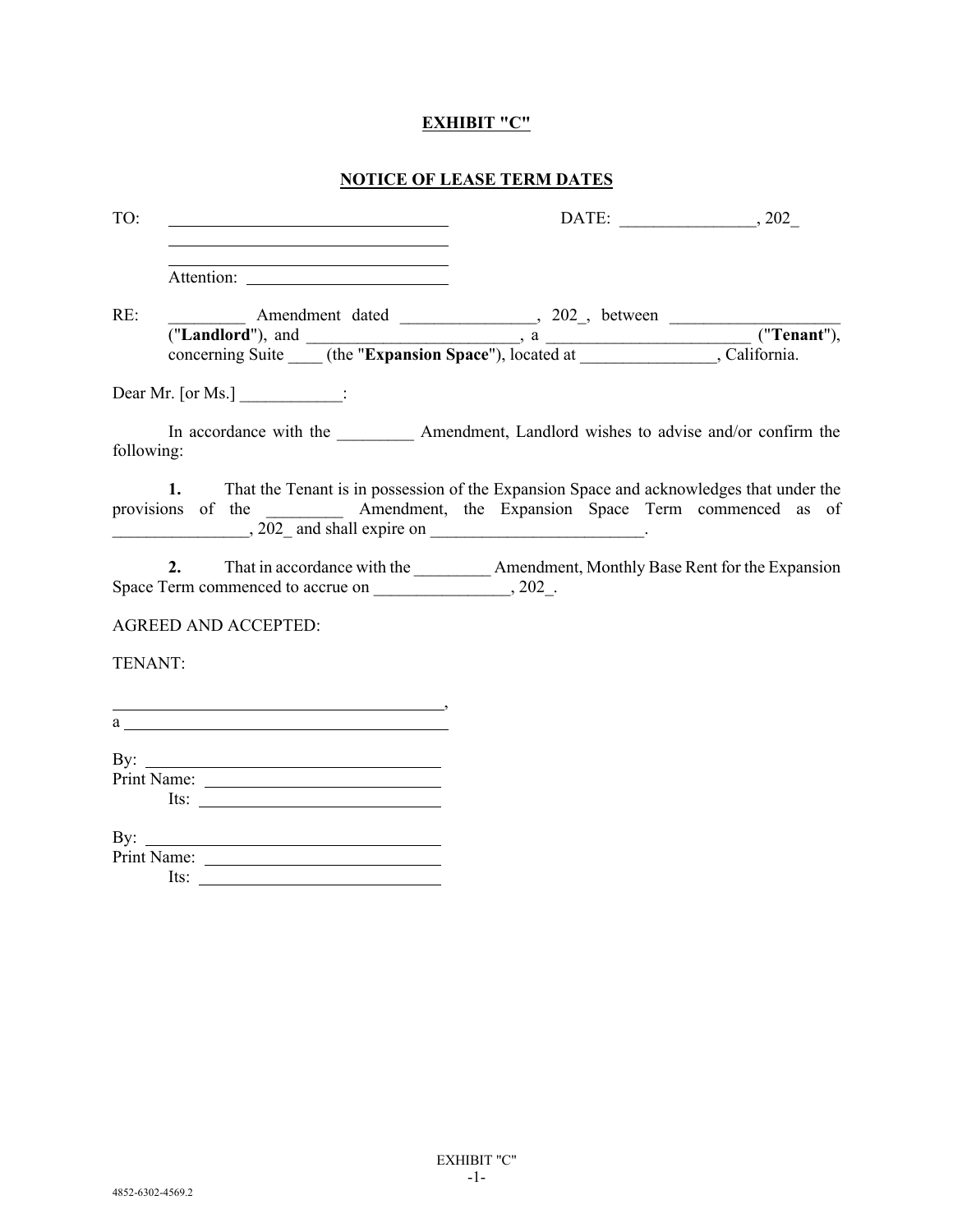**EXHIBIT "C"**

**NOTICE OF LEASE TERM DATES**

TO: ________________________________ DATE: ________________, 202_

________________________________

________________________________

Attention: ________________________

RE: _________ Amendment dated ________________, 202_, between ____________________ ("**Landlord**"), and _________________________, a ________________________ ("**Tenant**"), concerning Suite ____ (the "**Expansion Space**"), located at ________________, California.

Dear Mr. [or Ms.] ____________:

In accordance with the _________ Amendment, Landlord wishes to advise and/or confirm the following:

**1.** That the Tenant is in possession of the Expansion Space and acknowledges that under the provisions of the _________ Amendment, the Expansion Space Term commenced as of ________________, 202_ and shall expire on _________________________.

**2.** That in accordance with the _________ Amendment, Monthly Base Rent for the Expansion Space Term commenced to accrue on ________________, 202_.

AGREED AND ACCEPTED:

TENANT:

________________________________________,
a ______________________________________

By: ____________________________________
Print Name: _____________________________
Its: ____________________________________

By: ____________________________________
Print Name: _____________________________
Its: ____________________________________

4852-6302-4569.2